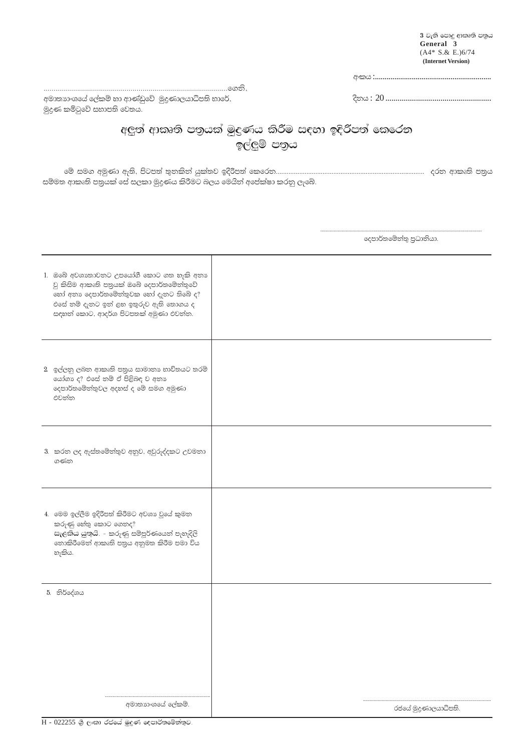**3** වැනි පොදු ආකෘති පත්‍රය
**General 3**
(A4* S.& E.)6/74
**(Internet Version)**

අංකය :..........................................................

...........................................................................................ගෙනි,
අමාත්‍යාංශයේ ලේකම් හා ආණ්ඩුවේ මුද්‍රණාලයාධිපති භාරේ,
මුද්‍රණ කමිටුවේ සභාපති වෙතය.

දිනය : 20 ....................................................

# අලුත් ආකෘති පත්‍රයක් මුද්‍රණය කිරීම සඳහා ඉදිරිපත් කෙරෙන ඉල්ලුම් පත්‍රය

මේ සමග අමුණා ඇති, පිටපත් තුනකින් යුක්තව ඉදිරිපත් කෙරෙන.................................................................................. දරන ආකෘති පත්‍රය සම්මත ආකෘති පත්‍රයක් සේ සලකා මුද්‍රණය කිරීමට බලය මෙයින් අපේක්ෂා කරනු ලැබේ.

.......................................................................................
දෙපාර්තමේන්තු ප්‍රධානියා.

| | |
|---|---|
| 1. ඔබේ අවශ්‍යතාවනට උපයෝගී කොට ගත හැකි අන්‍ය වූ කිසිම ආකෘති පත්‍රයක් ඔබේ දෙපාර්තමේන්තුවේ හෝ අන්‍ය දෙපාර්තමේන්තුවක හෝ දැනට තිබේ ද? එසේ නම් දැනට ඉන් ළඟ ඉතුරුව ඇති තොගය ද සඳහන් කොට, ආදර්ශ පිටපතක් අමුණා එවන්න. | |
| 2. ඉල්ලනු ලබන ආකෘති පත්‍රය සාමාන්‍ය භාවිතයට තරම් යෝග්‍ය ද? එසේ නම් ඒ පිළිබඳ ව අන්‍ය දෙපාර්තමේන්තුවල අදහස් ද මේ සමග අමුණා එවන්න | |
| 3. කරන ලද ඇස්තමේන්තුව අනුව, අවුරුද්දකට උවමනා ගණන | |
| 4. මෙම ඉල්ලීම ඉදිරිපත් කිරීමට අවශ්‍ය වූයේ කුමන කරුණු හේතු කොට ගෙනද? **සැලකිය යුතුයි**. - කරුණු සම්පූර්ණයෙන් පැහැදිලි නොකිරීමෙන් ආකෘති පත්‍රය අනුමත කිරීම පමා විය හැකිය. | |
| 5. නිර්දේශය | |
| ......................................... අමාත්‍යාංශයේ ලේකම්. | ......................................... රජයේ මුද්‍රණාලයාධිපති. |

H - 022255 ශ්‍රී ලංකා රජයේ මුද්‍රණ දෙපාර්තමේන්තුව.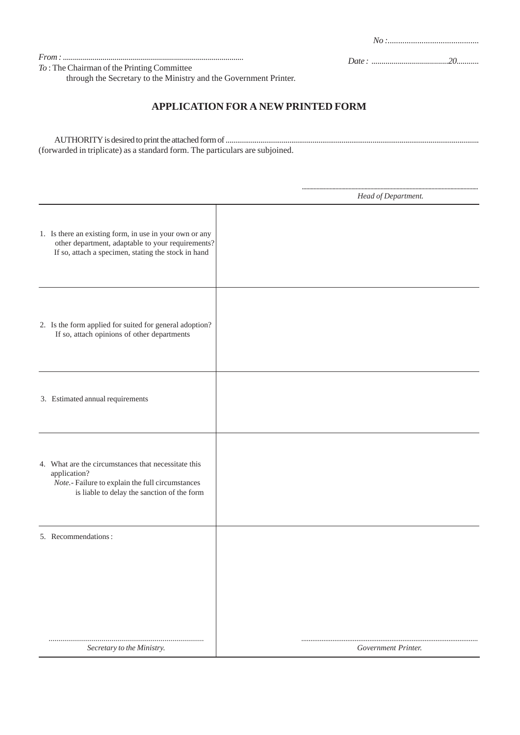*No :*...........................................

*From :* ..........................................................................................

*Date :* .....................................20...........

*To* : The Chairman of the Printing Committee
through the Secretary to the Ministry and the Government Printer.

## APPLICATION FOR A NEW PRINTED FORM

AUTHORITY is desired to print the attached form of .................................................................................................................................... (forwarded in triplicate) as a standard form. The particulars are subjoined.

.......................................................................................................
*Head of Department.*

| | |
|---|---|
| 1. Is there an existing form, in use in your own or any other department, adaptable to your requirements? If so, attach a specimen, stating the stock in hand | |
| 2. Is the form applied for suited for general adoption? If so, attach opinions of other departments | |
| 3. Estimated annual requirements | |
| 4. What are the circumstances that necessitate this application? *Note.*- Failure to explain the full circumstances is liable to delay the sanction of the form | |
| 5. Recommendations : | |
| ............................................................................. *Secretary to the Ministry.* | ............................................................................................. *Government Printer.* |